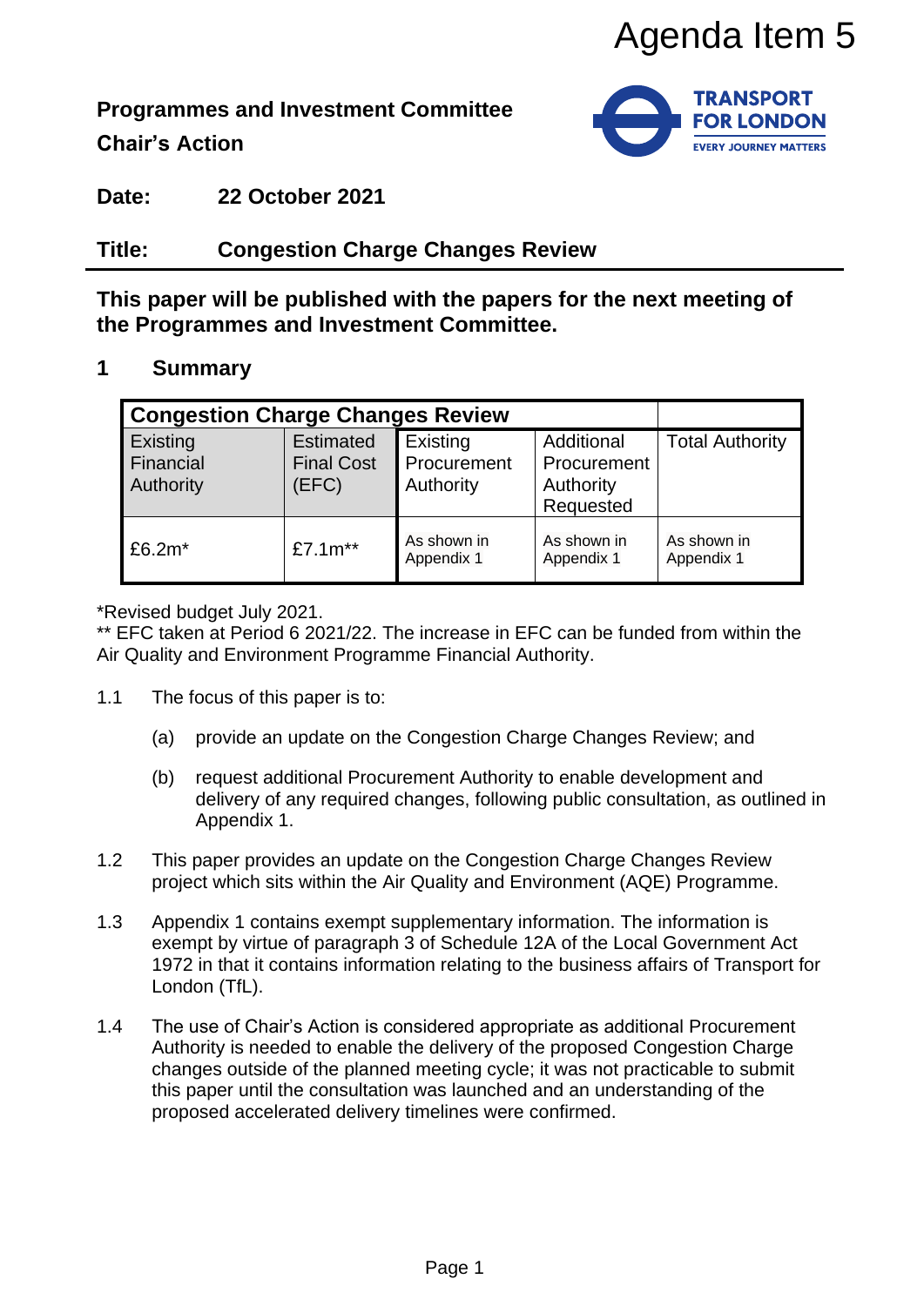Agenda Item 5

**Programmes and Investment Committee**

**Chair's Action**

**Date:** **22 October 2021**

**Title:** **Congestion Charge Changes Review**

**This paper will be published with the papers for the next meeting of the Programmes and Investment Committee.**

## 1 Summary

| Congestion Charge Changes Review | | | | |
|---|---|---|---|---|
| Existing Financial Authority | Estimated Final Cost (EFC) | Existing Procurement Authority | Additional Procurement Authority Requested | Total Authority |
| £6.2m* | £7.1m** | As shown in Appendix 1 | As shown in Appendix 1 | As shown in Appendix 1 |

*Revised budget July 2021.

** EFC taken at Period 6 2021/22. The increase in EFC can be funded from within the Air Quality and Environment Programme Financial Authority.

1.1 The focus of this paper is to:

(a) provide an update on the Congestion Charge Changes Review; and

(b) request additional Procurement Authority to enable development and delivery of any required changes, following public consultation, as outlined in Appendix 1.

1.2 This paper provides an update on the Congestion Charge Changes Review project which sits within the Air Quality and Environment (AQE) Programme.

1.3 Appendix 1 contains exempt supplementary information. The information is exempt by virtue of paragraph 3 of Schedule 12A of the Local Government Act 1972 in that it contains information relating to the business affairs of Transport for London (TfL).

1.4 The use of Chair's Action is considered appropriate as additional Procurement Authority is needed to enable the delivery of the proposed Congestion Charge changes outside of the planned meeting cycle; it was not practicable to submit this paper until the consultation was launched and an understanding of the proposed accelerated delivery timelines were confirmed.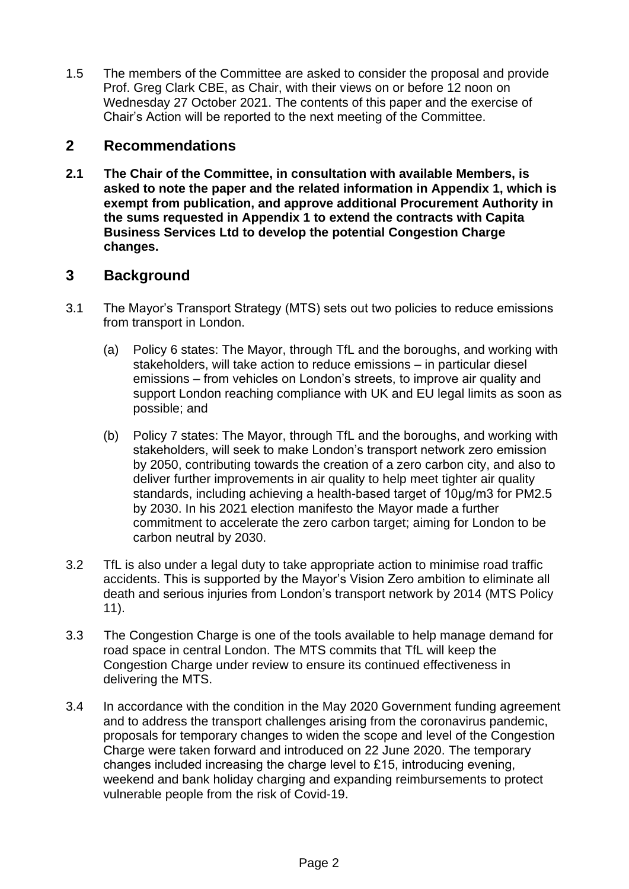1.5 The members of the Committee are asked to consider the proposal and provide Prof. Greg Clark CBE, as Chair, with their views on or before 12 noon on Wednesday 27 October 2021. The contents of this paper and the exercise of Chair's Action will be reported to the next meeting of the Committee.

## 2 Recommendations

**2.1 The Chair of the Committee, in consultation with available Members, is asked to note the paper and the related information in Appendix 1, which is exempt from publication, and approve additional Procurement Authority in the sums requested in Appendix 1 to extend the contracts with Capita Business Services Ltd to develop the potential Congestion Charge changes.**

## 3 Background

3.1 The Mayor's Transport Strategy (MTS) sets out two policies to reduce emissions from transport in London.

(a) Policy 6 states: The Mayor, through TfL and the boroughs, and working with stakeholders, will take action to reduce emissions – in particular diesel emissions – from vehicles on London's streets, to improve air quality and support London reaching compliance with UK and EU legal limits as soon as possible; and

(b) Policy 7 states: The Mayor, through TfL and the boroughs, and working with stakeholders, will seek to make London's transport network zero emission by 2050, contributing towards the creation of a zero carbon city, and also to deliver further improvements in air quality to help meet tighter air quality standards, including achieving a health-based target of 10μg/m3 for PM2.5 by 2030. In his 2021 election manifesto the Mayor made a further commitment to accelerate the zero carbon target; aiming for London to be carbon neutral by 2030.

3.2 TfL is also under a legal duty to take appropriate action to minimise road traffic accidents. This is supported by the Mayor's Vision Zero ambition to eliminate all death and serious injuries from London's transport network by 2014 (MTS Policy 11).

3.3 The Congestion Charge is one of the tools available to help manage demand for road space in central London. The MTS commits that TfL will keep the Congestion Charge under review to ensure its continued effectiveness in delivering the MTS.

3.4 In accordance with the condition in the May 2020 Government funding agreement and to address the transport challenges arising from the coronavirus pandemic, proposals for temporary changes to widen the scope and level of the Congestion Charge were taken forward and introduced on 22 June 2020. The temporary changes included increasing the charge level to £15, introducing evening, weekend and bank holiday charging and expanding reimbursements to protect vulnerable people from the risk of Covid-19.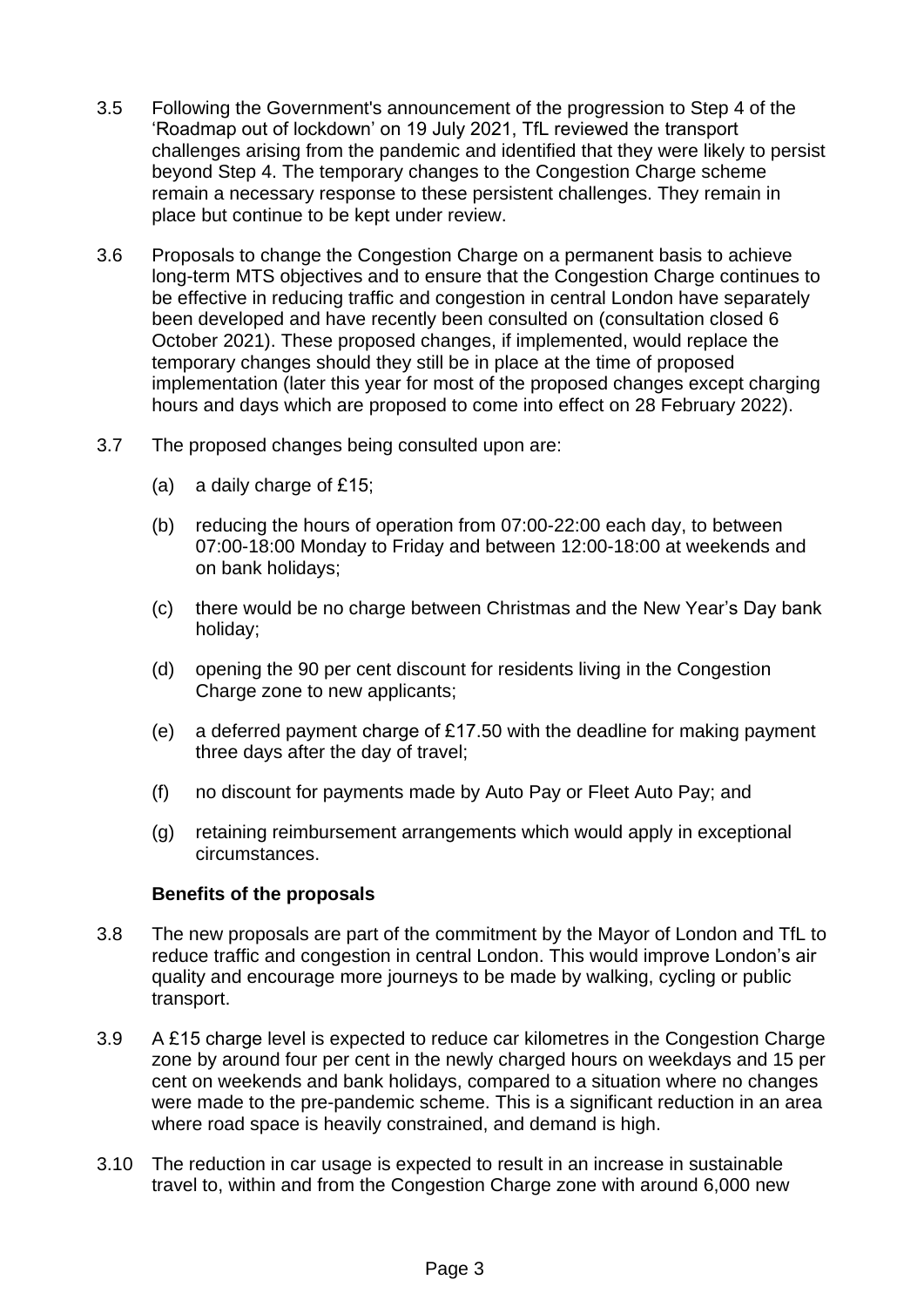3.5 Following the Government's announcement of the progression to Step 4 of the 'Roadmap out of lockdown' on 19 July 2021, TfL reviewed the transport challenges arising from the pandemic and identified that they were likely to persist beyond Step 4. The temporary changes to the Congestion Charge scheme remain a necessary response to these persistent challenges. They remain in place but continue to be kept under review.

3.6 Proposals to change the Congestion Charge on a permanent basis to achieve long-term MTS objectives and to ensure that the Congestion Charge continues to be effective in reducing traffic and congestion in central London have separately been developed and have recently been consulted on (consultation closed 6 October 2021). These proposed changes, if implemented, would replace the temporary changes should they still be in place at the time of proposed implementation (later this year for most of the proposed changes except charging hours and days which are proposed to come into effect on 28 February 2022).

3.7 The proposed changes being consulted upon are:

(a) a daily charge of £15;

(b) reducing the hours of operation from 07:00-22:00 each day, to between 07:00-18:00 Monday to Friday and between 12:00-18:00 at weekends and on bank holidays;

(c) there would be no charge between Christmas and the New Year's Day bank holiday;

(d) opening the 90 per cent discount for residents living in the Congestion Charge zone to new applicants;

(e) a deferred payment charge of £17.50 with the deadline for making payment three days after the day of travel;

(f) no discount for payments made by Auto Pay or Fleet Auto Pay; and

(g) retaining reimbursement arrangements which would apply in exceptional circumstances.

**Benefits of the proposals**

3.8 The new proposals are part of the commitment by the Mayor of London and TfL to reduce traffic and congestion in central London. This would improve London's air quality and encourage more journeys to be made by walking, cycling or public transport.

3.9 A £15 charge level is expected to reduce car kilometres in the Congestion Charge zone by around four per cent in the newly charged hours on weekdays and 15 per cent on weekends and bank holidays, compared to a situation where no changes were made to the pre-pandemic scheme. This is a significant reduction in an area where road space is heavily constrained, and demand is high.

3.10 The reduction in car usage is expected to result in an increase in sustainable travel to, within and from the Congestion Charge zone with around 6,000 new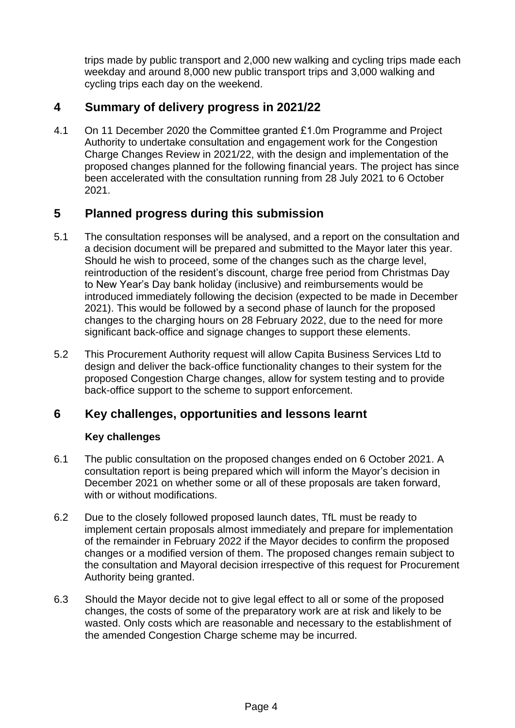trips made by public transport and 2,000 new walking and cycling trips made each weekday and around 8,000 new public transport trips and 3,000 walking and cycling trips each day on the weekend.

## 4 Summary of delivery progress in 2021/22

4.1 On 11 December 2020 the Committee granted £1.0m Programme and Project Authority to undertake consultation and engagement work for the Congestion Charge Changes Review in 2021/22, with the design and implementation of the proposed changes planned for the following financial years. The project has since been accelerated with the consultation running from 28 July 2021 to 6 October 2021.

## 5 Planned progress during this submission

5.1 The consultation responses will be analysed, and a report on the consultation and a decision document will be prepared and submitted to the Mayor later this year. Should he wish to proceed, some of the changes such as the charge level, reintroduction of the resident's discount, charge free period from Christmas Day to New Year's Day bank holiday (inclusive) and reimbursements would be introduced immediately following the decision (expected to be made in December 2021). This would be followed by a second phase of launch for the proposed changes to the charging hours on 28 February 2022, due to the need for more significant back-office and signage changes to support these elements.

5.2 This Procurement Authority request will allow Capita Business Services Ltd to design and deliver the back-office functionality changes to their system for the proposed Congestion Charge changes, allow for system testing and to provide back-office support to the scheme to support enforcement.

## 6 Key challenges, opportunities and lessons learnt

### Key challenges

6.1 The public consultation on the proposed changes ended on 6 October 2021. A consultation report is being prepared which will inform the Mayor's decision in December 2021 on whether some or all of these proposals are taken forward, with or without modifications.

6.2 Due to the closely followed proposed launch dates, TfL must be ready to implement certain proposals almost immediately and prepare for implementation of the remainder in February 2022 if the Mayor decides to confirm the proposed changes or a modified version of them. The proposed changes remain subject to the consultation and Mayoral decision irrespective of this request for Procurement Authority being granted.

6.3 Should the Mayor decide not to give legal effect to all or some of the proposed changes, the costs of some of the preparatory work are at risk and likely to be wasted. Only costs which are reasonable and necessary to the establishment of the amended Congestion Charge scheme may be incurred.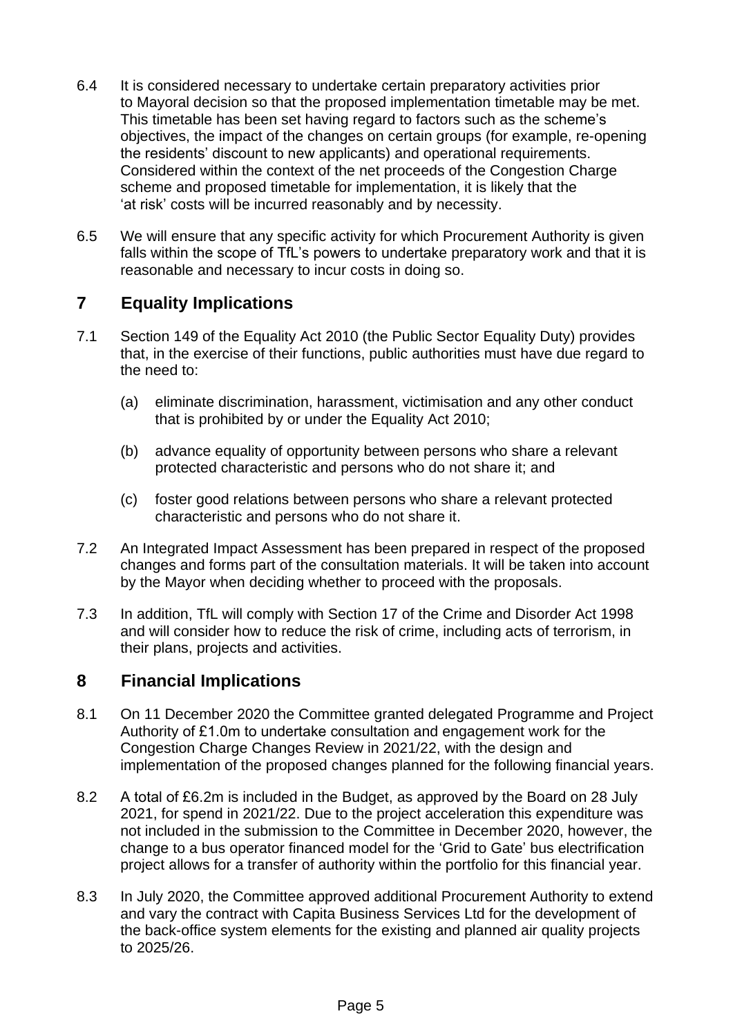6.4 It is considered necessary to undertake certain preparatory activities prior to Mayoral decision so that the proposed implementation timetable may be met. This timetable has been set having regard to factors such as the scheme's objectives, the impact of the changes on certain groups (for example, re-opening the residents' discount to new applicants) and operational requirements. Considered within the context of the net proceeds of the Congestion Charge scheme and proposed timetable for implementation, it is likely that the 'at risk' costs will be incurred reasonably and by necessity.

6.5 We will ensure that any specific activity for which Procurement Authority is given falls within the scope of TfL's powers to undertake preparatory work and that it is reasonable and necessary to incur costs in doing so.

## 7 Equality Implications

7.1 Section 149 of the Equality Act 2010 (the Public Sector Equality Duty) provides that, in the exercise of their functions, public authorities must have due regard to the need to:

(a) eliminate discrimination, harassment, victimisation and any other conduct that is prohibited by or under the Equality Act 2010;

(b) advance equality of opportunity between persons who share a relevant protected characteristic and persons who do not share it; and

(c) foster good relations between persons who share a relevant protected characteristic and persons who do not share it.

7.2 An Integrated Impact Assessment has been prepared in respect of the proposed changes and forms part of the consultation materials. It will be taken into account by the Mayor when deciding whether to proceed with the proposals.

7.3 In addition, TfL will comply with Section 17 of the Crime and Disorder Act 1998 and will consider how to reduce the risk of crime, including acts of terrorism, in their plans, projects and activities.

## 8 Financial Implications

8.1 On 11 December 2020 the Committee granted delegated Programme and Project Authority of £1.0m to undertake consultation and engagement work for the Congestion Charge Changes Review in 2021/22, with the design and implementation of the proposed changes planned for the following financial years.

8.2 A total of £6.2m is included in the Budget, as approved by the Board on 28 July 2021, for spend in 2021/22. Due to the project acceleration this expenditure was not included in the submission to the Committee in December 2020, however, the change to a bus operator financed model for the 'Grid to Gate' bus electrification project allows for a transfer of authority within the portfolio for this financial year.

8.3 In July 2020, the Committee approved additional Procurement Authority to extend and vary the contract with Capita Business Services Ltd for the development of the back-office system elements for the existing and planned air quality projects to 2025/26.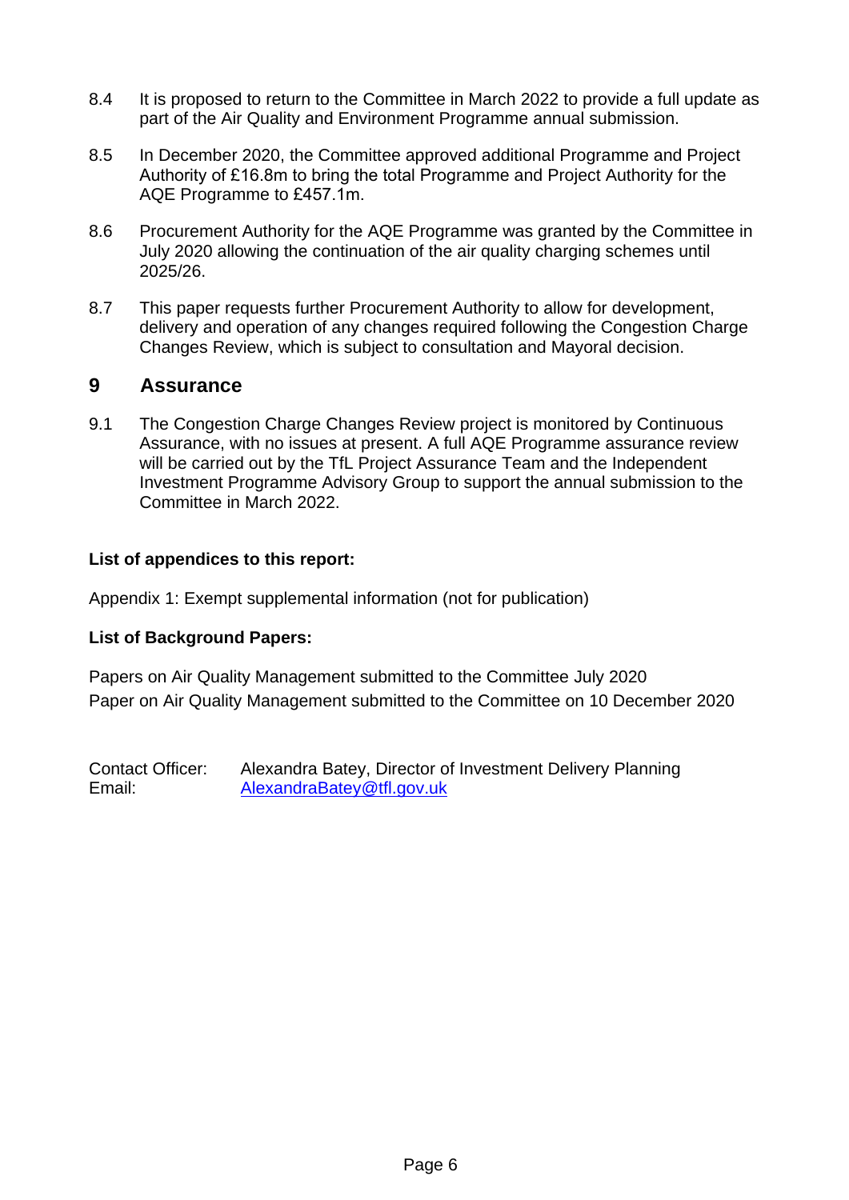8.4 It is proposed to return to the Committee in March 2022 to provide a full update as part of the Air Quality and Environment Programme annual submission.

8.5 In December 2020, the Committee approved additional Programme and Project Authority of £16.8m to bring the total Programme and Project Authority for the AQE Programme to £457.1m.

8.6 Procurement Authority for the AQE Programme was granted by the Committee in July 2020 allowing the continuation of the air quality charging schemes until 2025/26.

8.7 This paper requests further Procurement Authority to allow for development, delivery and operation of any changes required following the Congestion Charge Changes Review, which is subject to consultation and Mayoral decision.

## 9 Assurance

9.1 The Congestion Charge Changes Review project is monitored by Continuous Assurance, with no issues at present. A full AQE Programme assurance review will be carried out by the TfL Project Assurance Team and the Independent Investment Programme Advisory Group to support the annual submission to the Committee in March 2022.

**List of appendices to this report:**

Appendix 1: Exempt supplemental information (not for publication)

**List of Background Papers:**

Papers on Air Quality Management submitted to the Committee July 2020
Paper on Air Quality Management submitted to the Committee on 10 December 2020

Contact Officer: Alexandra Batey, Director of Investment Delivery Planning
Email: AlexandraBatey@tfl.gov.uk